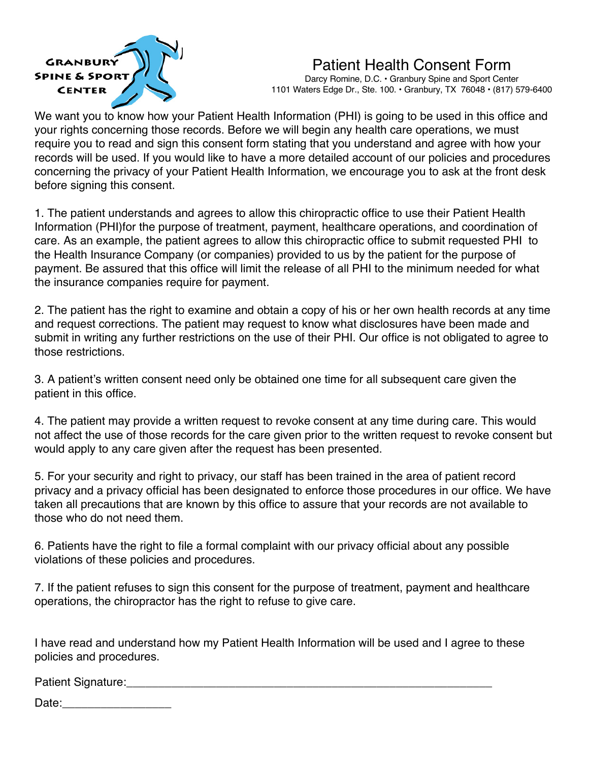GRANBURY SPINE & SPORT CENTER

# Patient Health Consent Form

Darcy Romine, D.C. • Granbury Spine and Sport Center
1101 Waters Edge Dr., Ste. 100. • Granbury, TX 76048 • (817) 579-6400

We want you to know how your Patient Health Information (PHI) is going to be used in this office and your rights concerning those records. Before we will begin any health care operations, we must require you to read and sign this consent form stating that you understand and agree with how your records will be used. If you would like to have a more detailed account of our policies and procedures concerning the privacy of your Patient Health Information, we encourage you to ask at the front desk before signing this consent.

1. The patient understands and agrees to allow this chiropractic office to use their Patient Health Information (PHI)for the purpose of treatment, payment, healthcare operations, and coordination of care. As an example, the patient agrees to allow this chiropractic office to submit requested PHI to the Health Insurance Company (or companies) provided to us by the patient for the purpose of payment. Be assured that this office will limit the release of all PHI to the minimum needed for what the insurance companies require for payment.

2. The patient has the right to examine and obtain a copy of his or her own health records at any time and request corrections. The patient may request to know what disclosures have been made and submit in writing any further restrictions on the use of their PHI. Our office is not obligated to agree to those restrictions.

3. A patient's written consent need only be obtained one time for all subsequent care given the patient in this office.

4. The patient may provide a written request to revoke consent at any time during care. This would not affect the use of those records for the care given prior to the written request to revoke consent but would apply to any care given after the request has been presented.

5. For your security and right to privacy, our staff has been trained in the area of patient record privacy and a privacy official has been designated to enforce those procedures in our office. We have taken all precautions that are known by this office to assure that your records are not available to those who do not need them.

6. Patients have the right to file a formal complaint with our privacy official about any possible violations of these policies and procedures.

7. If the patient refuses to sign this consent for the purpose of treatment, payment and healthcare operations, the chiropractor has the right to refuse to give care.

I have read and understand how my Patient Health Information will be used and I agree to these policies and procedures.

Patient Signature:___________________________________________________________

Date:_________________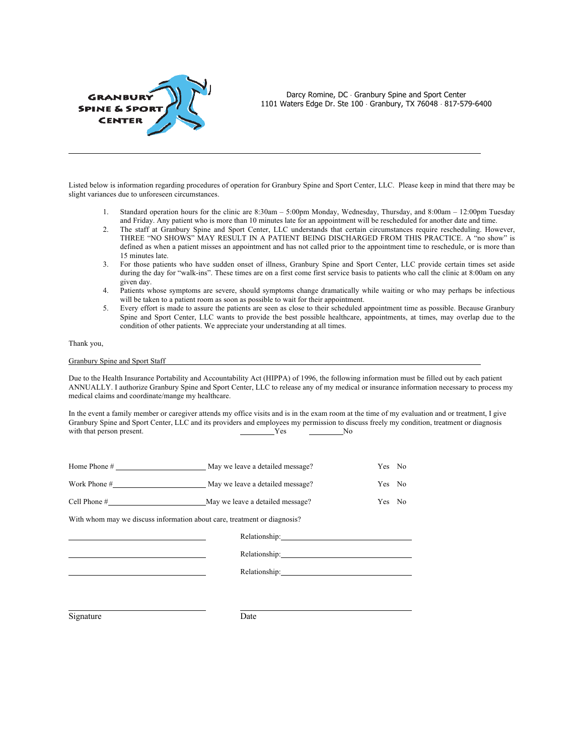GRANBURY SPINE & SPORT CENTER

Darcy Romine, DC · Granbury Spine and Sport Center
1101 Waters Edge Dr. Ste 100 · Granbury, TX 76048 · 817-579-6400

---

Listed below is information regarding procedures of operation for Granbury Spine and Sport Center, LLC. Please keep in mind that there may be slight variances due to unforeseen circumstances.

1. Standard operation hours for the clinic are 8:30am – 5:00pm Monday, Wednesday, Thursday, and 8:00am – 12:00pm Tuesday and Friday. Any patient who is more than 10 minutes late for an appointment will be rescheduled for another date and time.
2. The staff at Granbury Spine and Sport Center, LLC understands that certain circumstances require rescheduling. However, THREE "NO SHOWS" MAY RESULT IN A PATIENT BEING DISCHARGED FROM THIS PRACTICE. A "no show" is defined as when a patient misses an appointment and has not called prior to the appointment time to reschedule, or is more than 15 minutes late.
3. For those patients who have sudden onset of illness, Granbury Spine and Sport Center, LLC provide certain times set aside during the day for "walk-ins". These times are on a first come first service basis to patients who call the clinic at 8:00am on any given day.
4. Patients whose symptoms are severe, should symptoms change dramatically while waiting or who may perhaps be infectious will be taken to a patient room as soon as possible to wait for their appointment.
5. Every effort is made to assure the patients are seen as close to their scheduled appointment time as possible. Because Granbury Spine and Sport Center, LLC wants to provide the best possible healthcare, appointments, at times, may overlap due to the condition of other patients. We appreciate your understanding at all times.

Thank you,

Granbury Spine and Sport Staff

---

Due to the Health Insurance Portability and Accountability Act (HIPPA) of 1996, the following information must be filled out by each patient ANNUALLY. I authorize Granbury Spine and Sport Center, LLC to release any of my medical or insurance information necessary to process my medical claims and coordinate/mange my healthcare.

In the event a family member or caregiver attends my office visits and is in the exam room at the time of my evaluation and or treatment, I give Granbury Spine and Sport Center, LLC and its providers and employees my permission to discuss freely my condition, treatment or diagnosis with that person present. ________Yes ________No

Home Phone # ______________________ May we leave a detailed message? Yes No

Work Phone # ______________________ May we leave a detailed message? Yes No

Cell Phone # ______________________ May we leave a detailed message? Yes No

With whom may we discuss information about care, treatment or diagnosis?

______________________ Relationship: ______________________

______________________ Relationship: ______________________

______________________ Relationship: ______________________

______________________ ______________________

Signature Date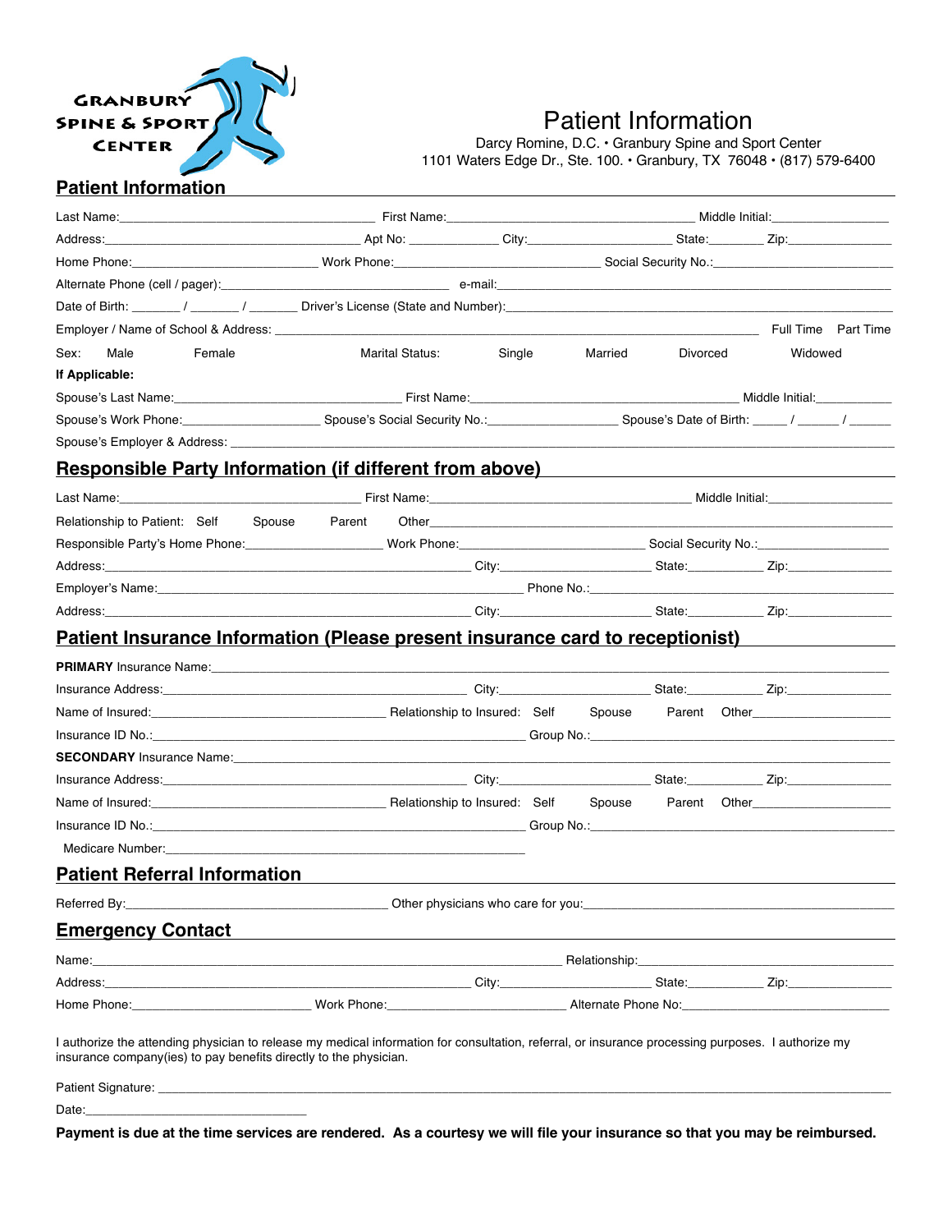GRANBURY SPINE & SPORT CENTER

# Patient Information

Darcy Romine, D.C. • Granbury Spine and Sport Center
1101 Waters Edge Dr., Ste. 100. • Granbury, TX 76048 • (817) 579-6400

## Patient Information

Last Name:_______________ First Name:_______________ Middle Initial:__________

Address:_______________ Apt No: __________ City:__________ State:______ Zip:__________

Home Phone:__________ Work Phone:__________ Social Security No.:__________

Alternate Phone (cell / pager):__________ e-mail:__________

Date of Birth: ______ / ______ / ______ Driver's License (State and Number):__________

Employer / Name of School & Address: __________ Full Time Part Time

Sex: Male Female Marital Status: Single Married Divorced Widowed

**If Applicable:**

Spouse's Last Name:__________ First Name:__________ Middle Initial:__________

Spouse's Work Phone:__________ Spouse's Social Security No.:__________ Spouse's Date of Birth: _____ / _____ / _____

Spouse's Employer & Address: __________

## Responsible Party Information (if different from above)

Last Name:__________ First Name:__________ Middle Initial:__________

Relationship to Patient: Self Spouse Parent Other__________

Responsible Party's Home Phone:__________ Work Phone:__________ Social Security No.:__________

Address:__________ City:__________ State:__________ Zip:__________

Employer's Name:__________ Phone No.:__________

Address:__________ City:__________ State:__________ Zip:__________

## Patient Insurance Information (Please present insurance card to receptionist)

**PRIMARY** Insurance Name:__________

Insurance Address:__________ City:__________ State:__________ Zip:__________

Name of Insured:__________ Relationship to Insured: Self Spouse Parent Other__________

Insurance ID No.:__________ Group No.:__________

**SECONDARY** Insurance Name:__________

Insurance Address:__________ City:__________ State:__________ Zip:__________

Name of Insured:__________ Relationship to Insured: Self Spouse Parent Other__________

Insurance ID No.:__________ Group No.:__________

Medicare Number:__________

## Patient Referral Information

Referred By:__________ Other physicians who care for you:__________

## Emergency Contact

Name:__________ Relationship:__________

Address:__________ City:__________ State:__________ Zip:__________

Home Phone:__________ Work Phone:__________ Alternate Phone No:__________

I authorize the attending physician to release my medical information for consultation, referral, or insurance processing purposes. I authorize my insurance company(ies) to pay benefits directly to the physician.

Patient Signature: __________

Date:__________

**Payment is due at the time services are rendered. As a courtesy we will file your insurance so that you may be reimbursed.**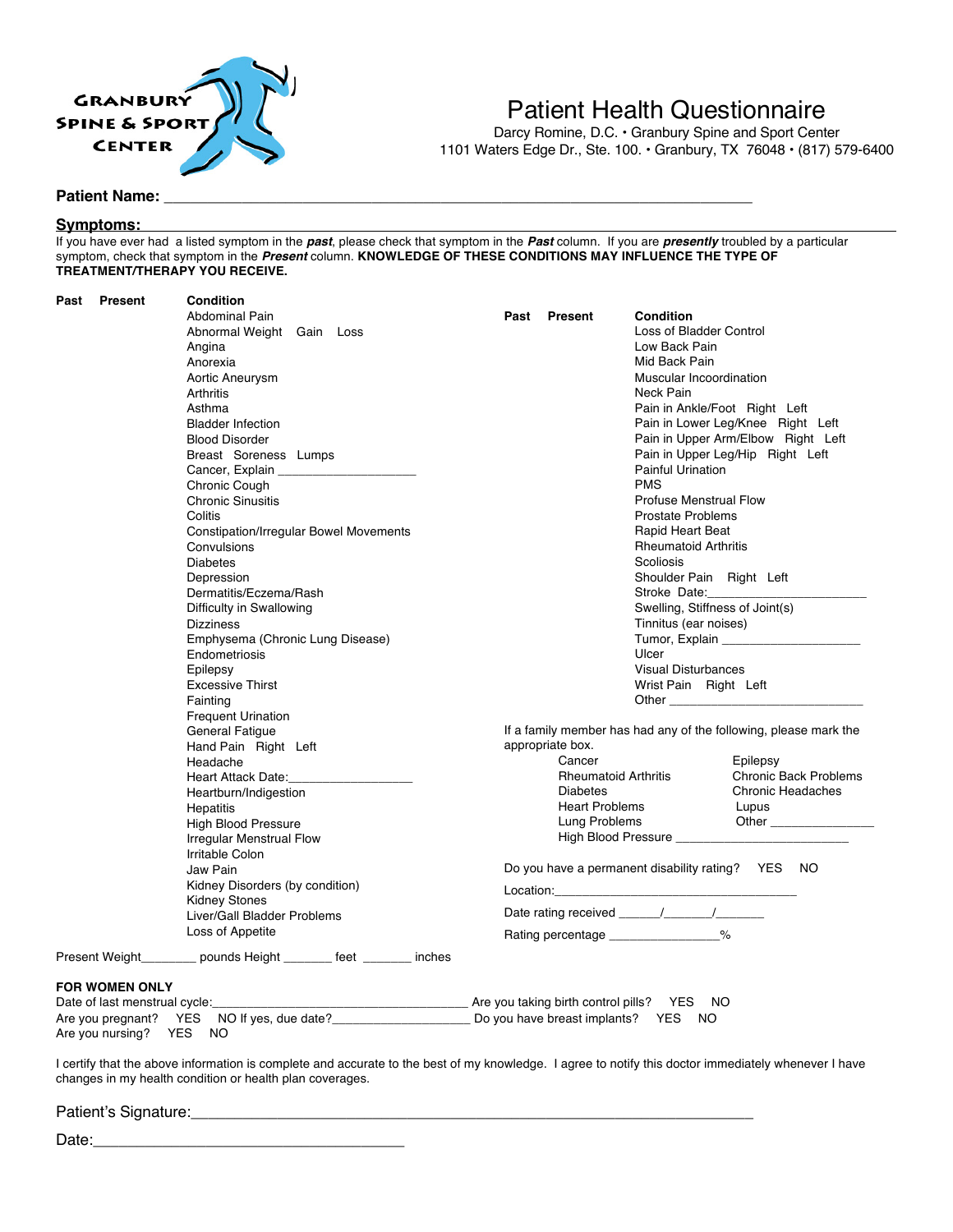GRANBURY SPINE & SPORT CENTER

# Patient Health Questionnaire

Darcy Romine, D.C. • Granbury Spine and Sport Center
1101 Waters Edge Dr., Ste. 100. • Granbury, TX 76048 • (817) 579-6400

**Patient Name:** ___________________________________________________________________

## Symptoms:

If you have ever had a listed symptom in the ***past***, please check that symptom in the ***Past*** column. If you are ***presently*** troubled by a particular symptom, check that symptom in the ***Present*** column. **KNOWLEDGE OF THESE CONDITIONS MAY INFLUENCE THE TYPE OF TREATMENT/THERAPY YOU RECEIVE.**

| Past | Present | Condition |
|---|---|---|
| | | Abdominal Pain |
| | | Abnormal Weight Gain Loss |
| | | Angina |
| | | Anorexia |
| | | Aortic Aneurysm |
| | | Arthritis |
| | | Asthma |
| | | Bladder Infection |
| | | Blood Disorder |
| | | Breast Soreness Lumps |
| | | Cancer, Explain ___________________ |
| | | Chronic Cough |
| | | Chronic Sinusitis |
| | | Colitis |
| | | Constipation/Irregular Bowel Movements |
| | | Convulsions |
| | | Diabetes |
| | | Depression |
| | | Dermatitis/Eczema/Rash |
| | | Difficulty in Swallowing |
| | | Dizziness |
| | | Emphysema (Chronic Lung Disease) |
| | | Endometriosis |
| | | Epilepsy |
| | | Excessive Thirst |
| | | Fainting |
| | | Frequent Urination |
| | | General Fatigue |
| | | Hand Pain Right Left |
| | | Headache |
| | | Heart Attack Date:_________________ |
| | | Heartburn/Indigestion |
| | | Hepatitis |
| | | High Blood Pressure |
| | | Irregular Menstrual Flow |
| | | Irritable Colon |
| | | Jaw Pain |
| | | Kidney Disorders (by condition) |
| | | Kidney Stones |
| | | Liver/Gall Bladder Problems |
| | | Loss of Appetite |

| Past | Present | Condition |
|---|---|---|
| | | Loss of Bladder Control |
| | | Low Back Pain |
| | | Mid Back Pain |
| | | Muscular Incoordination |
| | | Neck Pain |
| | | Pain in Ankle/Foot Right Left |
| | | Pain in Lower Leg/Knee Right Left |
| | | Pain in Upper Arm/Elbow Right Left |
| | | Pain in Upper Leg/Hip Right Left |
| | | Painful Urination |
| | | PMS |
| | | Profuse Menstrual Flow |
| | | Prostate Problems |
| | | Rapid Heart Beat |
| | | Rheumatoid Arthritis |
| | | Scoliosis |
| | | Shoulder Pain Right Left |
| | | Stroke Date:______________________ |
| | | Swelling, Stiffness of Joint(s) |
| | | Tinnitus (ear noises) |
| | | Tumor, Explain ___________________ |
| | | Ulcer |
| | | Visual Disturbances |
| | | Wrist Pain Right Left |
| | | Other ___________________________ |

If a family member has had any of the following, please mark the appropriate box.

| | |
|---|---|
| Cancer | Epilepsy |
| Rheumatoid Arthritis | Chronic Back Problems |
| Diabetes | Chronic Headaches |
| Heart Problems | Lupus |
| Lung Problems | Other _______________ |
| High Blood Pressure ________________________ | |

Do you have a permanent disability rating? YES NO

Location:____________________________________

Date rating received ______/_______/_______

Rating percentage _______________%

Present Weight________ pounds Height _______ feet _______ inches

**FOR WOMEN ONLY**

Date of last menstrual cycle:_____________________________________ Are you taking birth control pills? YES NO

Are you pregnant? YES NO If yes, due date?____________________ Do you have breast implants? YES NO

Are you nursing? YES NO

I certify that the above information is complete and accurate to the best of my knowledge. I agree to notify this doctor immediately whenever I have changes in my health condition or health plan coverages.

Patient's Signature:_______________________________________________________________

Date:____________________________________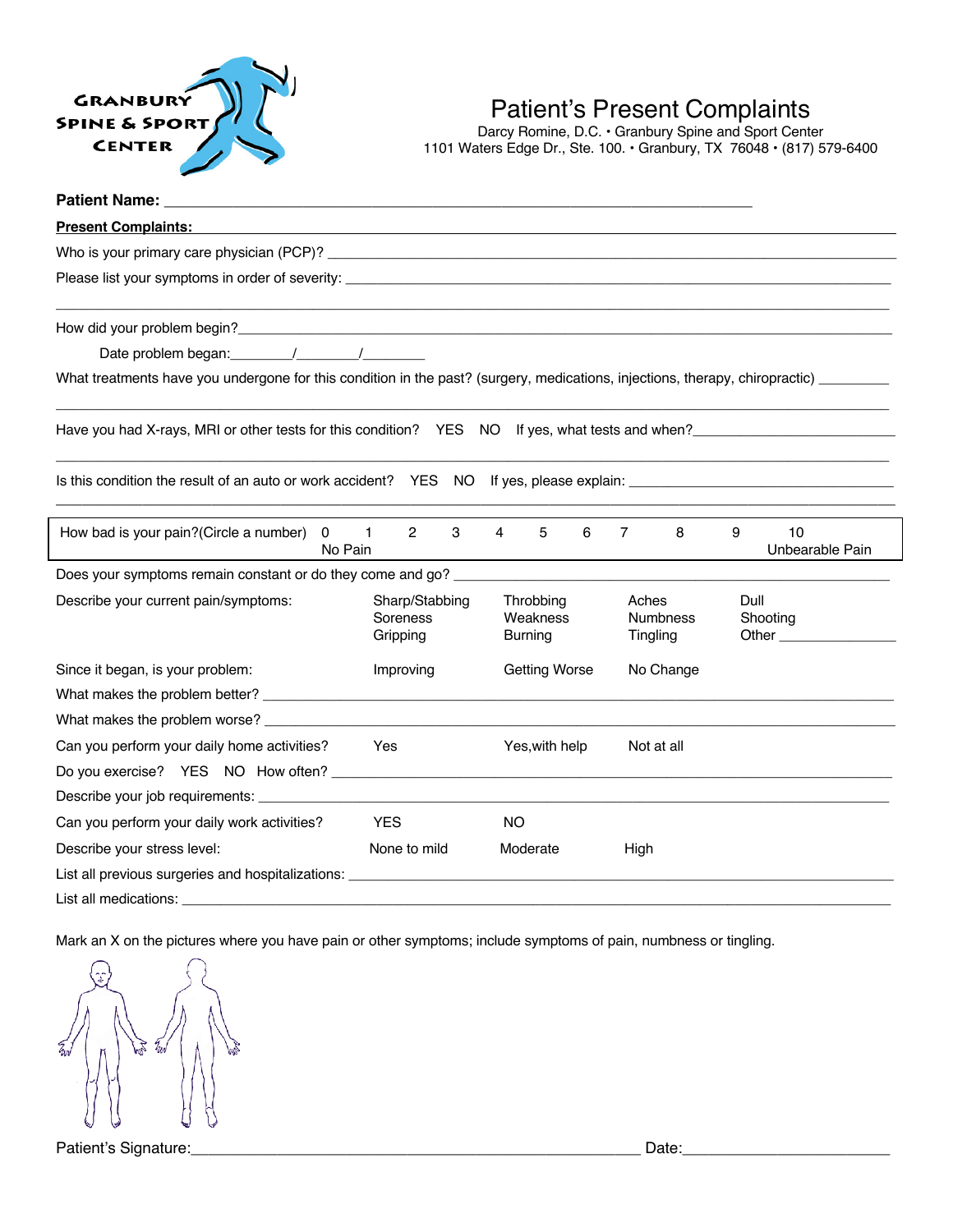GRANBURY SPINE & SPORT CENTER

# Patient's Present Complaints

Darcy Romine, D.C. • Granbury Spine and Sport Center
1101 Waters Edge Dr., Ste. 100. • Granbury, TX 76048 • (817) 579-6400

**Patient Name:** ______________________________

**Present Complaints:**

Who is your primary care physician (PCP)? ______________________________

Please list your symptoms in order of severity: ______________________________

______________________________

How did your problem begin? ______________________________

Date problem began: ________/________/________

What treatments have you undergone for this condition in the past? (surgery, medications, injections, therapy, chiropractic) ________

______________________________

Have you had X-rays, MRI or other tests for this condition? YES NO If yes, what tests and when? ______________________________

______________________________

Is this condition the result of an auto or work accident? YES NO If yes, please explain: ______________________________

______________________________

How bad is your pain? (Circle a number) 0 (No Pain) 1 2 3 4 5 6 7 8 9 10 (Unbearable Pain)

Does your symptoms remain constant or do they come and go? ______________________________

Describe your current pain/symptoms: Sharp/Stabbing, Soreness, Gripping, Throbbing, Weakness, Burning, Aches, Numbness, Tingling, Dull, Shooting, Other ________

Since it began, is your problem: Improving Getting Worse No Change

What makes the problem better? ______________________________

What makes the problem worse? ______________________________

Can you perform your daily home activities? Yes Yes, with help Not at all

Do you exercise? YES NO How often? ______________________________

Describe your job requirements: ______________________________

Can you perform your daily work activities? YES NO

Describe your stress level: None to mild Moderate High

List all previous surgeries and hospitalizations: ______________________________

List all medications: ______________________________

Mark an X on the pictures where you have pain or other symptoms; include symptoms of pain, numbness or tingling.

Patient's Signature: ______________________________ Date: ______________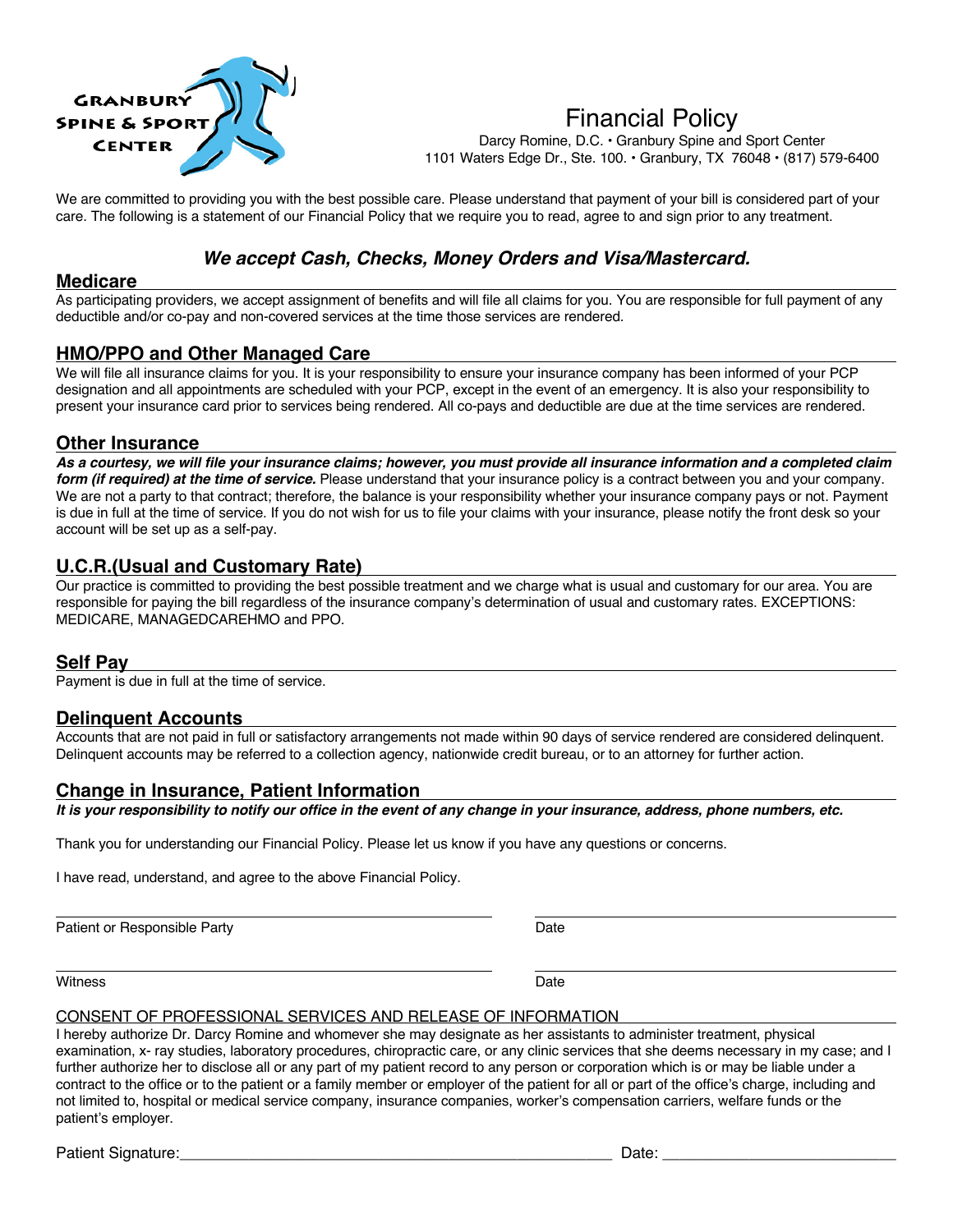GRANBURY SPINE & SPORT CENTER

# Financial Policy

Darcy Romine, D.C. • Granbury Spine and Sport Center
1101 Waters Edge Dr., Ste. 100. • Granbury, TX 76048 • (817) 579-6400

We are committed to providing you with the best possible care. Please understand that payment of your bill is considered part of your care. The following is a statement of our Financial Policy that we require you to read, agree to and sign prior to any treatment.

***We accept Cash, Checks, Money Orders and Visa/Mastercard.***

## Medicare

As participating providers, we accept assignment of benefits and will file all claims for you. You are responsible for full payment of any deductible and/or co-pay and non-covered services at the time those services are rendered.

## HMO/PPO and Other Managed Care

We will file all insurance claims for you. It is your responsibility to ensure your insurance company has been informed of your PCP designation and all appointments are scheduled with your PCP, except in the event of an emergency. It is also your responsibility to present your insurance card prior to services being rendered. All co-pays and deductible are due at the time services are rendered.

## Other Insurance

***As a courtesy, we will file your insurance claims; however, you must provide all insurance information and a completed claim form (if required) at the time of service.*** Please understand that your insurance policy is a contract between you and your company. We are not a party to that contract; therefore, the balance is your responsibility whether your insurance company pays or not. Payment is due in full at the time of service. If you do not wish for us to file your claims with your insurance, please notify the front desk so your account will be set up as a self-pay.

## U.C.R.(Usual and Customary Rate)

Our practice is committed to providing the best possible treatment and we charge what is usual and customary for our area. You are responsible for paying the bill regardless of the insurance company's determination of usual and customary rates. EXCEPTIONS: MEDICARE, MANAGEDCAREHMO and PPO.

## Self Pay

Payment is due in full at the time of service.

## Delinquent Accounts

Accounts that are not paid in full or satisfactory arrangements not made within 90 days of service rendered are considered delinquent. Delinquent accounts may be referred to a collection agency, nationwide credit bureau, or to an attorney for further action.

## Change in Insurance, Patient Information

***It is your responsibility to notify our office in the event of any change in your insurance, address, phone numbers, etc.***

Thank you for understanding our Financial Policy. Please let us know if you have any questions or concerns.

I have read, understand, and agree to the above Financial Policy.

\_\_\_\_\_\_\_\_\_\_\_\_\_\_\_\_\_\_\_\_\_\_\_\_\_\_\_\_\_\_\_\_ \_\_\_\_\_\_\_\_\_\_\_\_\_\_\_\_\_\_\_\_\_\_\_\_
Patient or Responsible Party Date

\_\_\_\_\_\_\_\_\_\_\_\_\_\_\_\_\_\_\_\_\_\_\_\_\_\_\_\_\_\_\_\_ \_\_\_\_\_\_\_\_\_\_\_\_\_\_\_\_\_\_\_\_\_\_\_\_
Witness Date

CONSENT OF PROFESSIONAL SERVICES AND RELEASE OF INFORMATION

I hereby authorize Dr. Darcy Romine and whomever she may designate as her assistants to administer treatment, physical examination, x- ray studies, laboratory procedures, chiropractic care, or any clinic services that she deems necessary in my case; and I further authorize her to disclose all or any part of my patient record to any person or corporation which is or may be liable under a contract to the office or to the patient or a family member or employer of the patient for all or part of the office's charge, including and not limited to, hospital or medical service company, insurance companies, worker's compensation carriers, welfare funds or the patient's employer.

Patient Signature:\_\_\_\_\_\_\_\_\_\_\_\_\_\_\_\_\_\_\_\_\_\_\_\_\_\_\_\_\_\_\_\_\_\_\_\_ Date: \_\_\_\_\_\_\_\_\_\_\_\_\_\_\_\_\_\_\_\_